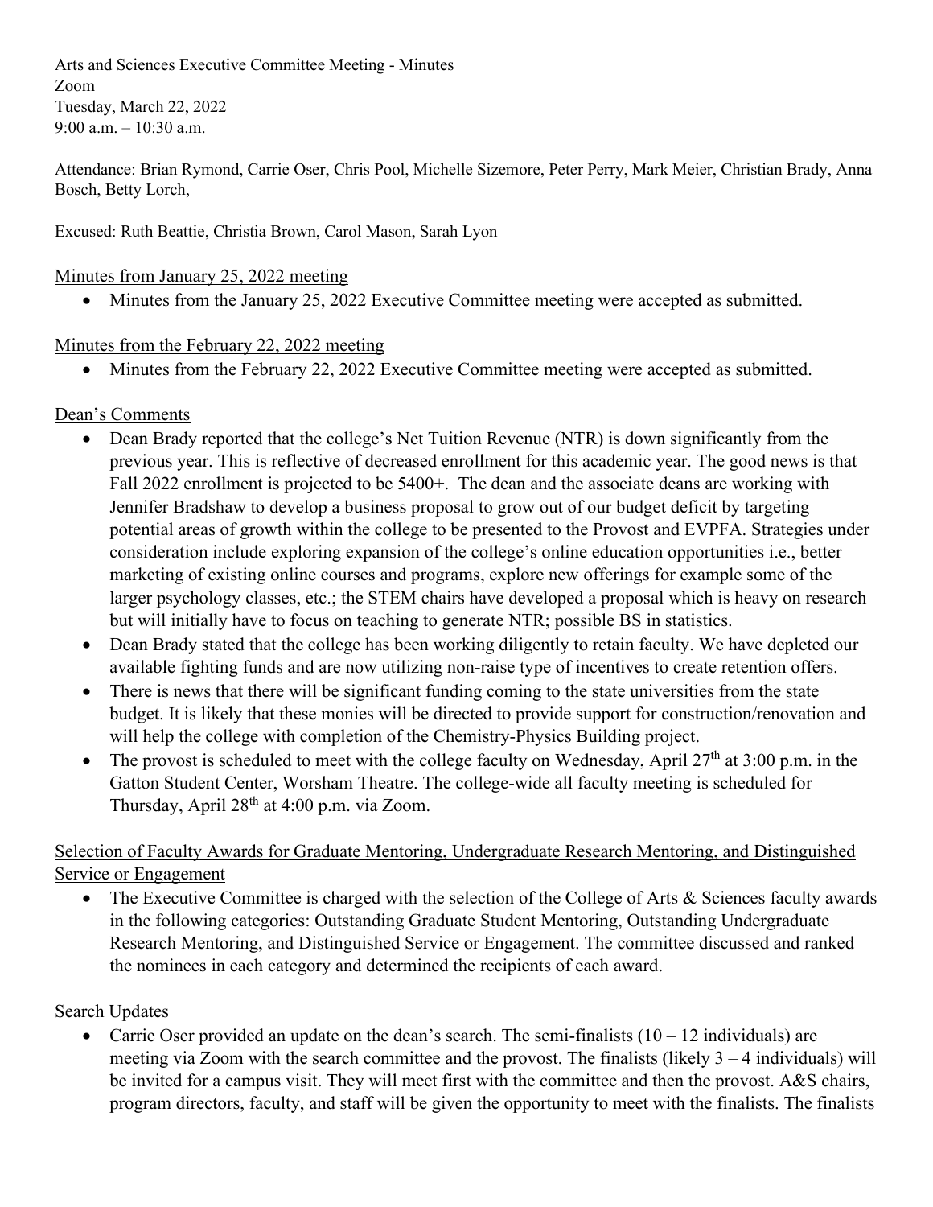Arts and Sciences Executive Committee Meeting - Minutes
Zoom
Tuesday, March 22, 2022
9:00 a.m. – 10:30 a.m.

Attendance: Brian Rymond, Carrie Oser, Chris Pool, Michelle Sizemore, Peter Perry, Mark Meier, Christian Brady, Anna Bosch, Betty Lorch,

Excused: Ruth Beattie, Christia Brown, Carol Mason, Sarah Lyon

## Minutes from January 25, 2022 meeting

- Minutes from the January 25, 2022 Executive Committee meeting were accepted as submitted.

## Minutes from the February 22, 2022 meeting

- Minutes from the February 22, 2022 Executive Committee meeting were accepted as submitted.

## Dean's Comments

- Dean Brady reported that the college's Net Tuition Revenue (NTR) is down significantly from the previous year. This is reflective of decreased enrollment for this academic year. The good news is that Fall 2022 enrollment is projected to be 5400+. The dean and the associate deans are working with Jennifer Bradshaw to develop a business proposal to grow out of our budget deficit by targeting potential areas of growth within the college to be presented to the Provost and EVPFA. Strategies under consideration include exploring expansion of the college's online education opportunities i.e., better marketing of existing online courses and programs, explore new offerings for example some of the larger psychology classes, etc.; the STEM chairs have developed a proposal which is heavy on research but will initially have to focus on teaching to generate NTR; possible BS in statistics.
- Dean Brady stated that the college has been working diligently to retain faculty. We have depleted our available fighting funds and are now utilizing non-raise type of incentives to create retention offers.
- There is news that there will be significant funding coming to the state universities from the state budget. It is likely that these monies will be directed to provide support for construction/renovation and will help the college with completion of the Chemistry-Physics Building project.
- The provost is scheduled to meet with the college faculty on Wednesday, April 27th at 3:00 p.m. in the Gatton Student Center, Worsham Theatre. The college-wide all faculty meeting is scheduled for Thursday, April 28th at 4:00 p.m. via Zoom.

## Selection of Faculty Awards for Graduate Mentoring, Undergraduate Research Mentoring, and Distinguished Service or Engagement

- The Executive Committee is charged with the selection of the College of Arts & Sciences faculty awards in the following categories: Outstanding Graduate Student Mentoring, Outstanding Undergraduate Research Mentoring, and Distinguished Service or Engagement. The committee discussed and ranked the nominees in each category and determined the recipients of each award.

## Search Updates

- Carrie Oser provided an update on the dean's search. The semi-finalists (10 – 12 individuals) are meeting via Zoom with the search committee and the provost. The finalists (likely 3 – 4 individuals) will be invited for a campus visit. They will meet first with the committee and then the provost. A&S chairs, program directors, faculty, and staff will be given the opportunity to meet with the finalists. The finalists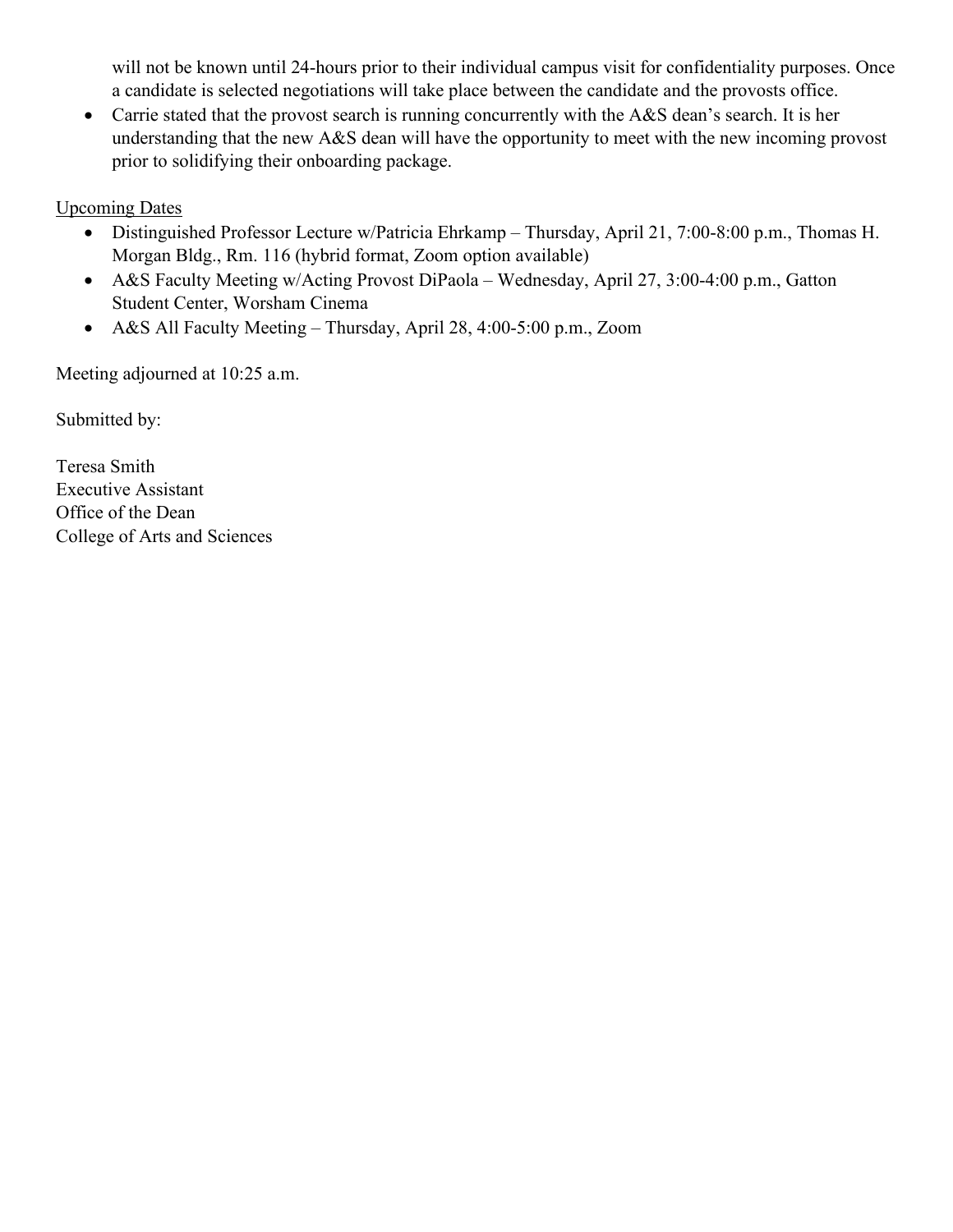will not be known until 24-hours prior to their individual campus visit for confidentiality purposes. Once a candidate is selected negotiations will take place between the candidate and the provosts office.

- Carrie stated that the provost search is running concurrently with the A&S dean's search. It is her understanding that the new A&S dean will have the opportunity to meet with the new incoming provost prior to solidifying their onboarding package.

Upcoming Dates

- Distinguished Professor Lecture w/Patricia Ehrkamp – Thursday, April 21, 7:00-8:00 p.m., Thomas H. Morgan Bldg., Rm. 116 (hybrid format, Zoom option available)
- A&S Faculty Meeting w/Acting Provost DiPaola – Wednesday, April 27, 3:00-4:00 p.m., Gatton Student Center, Worsham Cinema
- A&S All Faculty Meeting – Thursday, April 28, 4:00-5:00 p.m., Zoom

Meeting adjourned at 10:25 a.m.

Submitted by:

Teresa Smith
Executive Assistant
Office of the Dean
College of Arts and Sciences